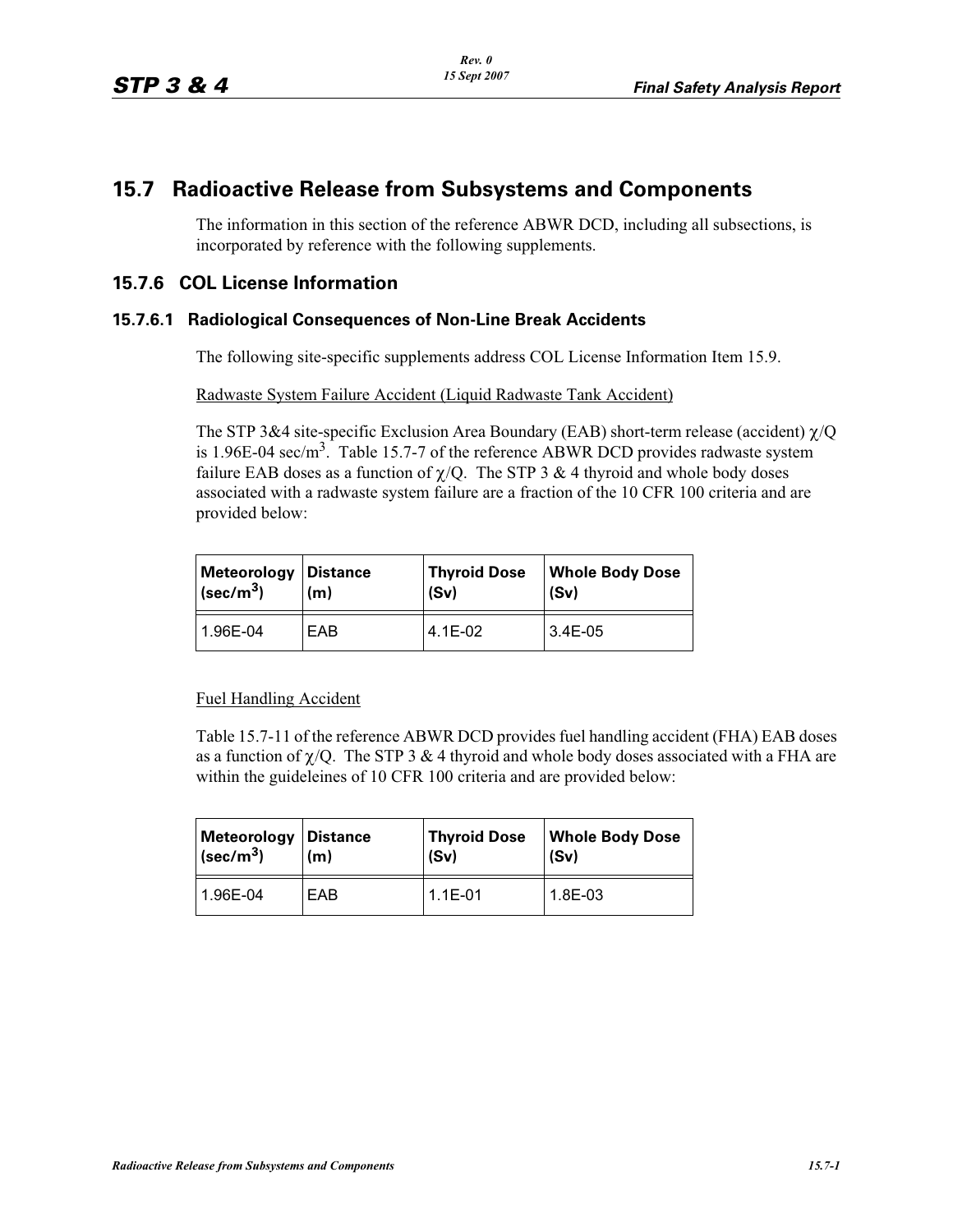## 15.7 Radioactive Release from Subsystems and Components

The information in this section of the reference ABWR DCD, including all subsections, is incorporated by reference with the following supplements.

### 15.7.6 COL License Information

#### 15.7.6.1 Radiological Consequences of Non-Line Break Accidents

The following site-specific supplements address COL License Information Item 15.9.

Radwaste System Failure Accident (Liquid Radwaste Tank Accident)

The STP 3&4 site-specific Exclusion Area Boundary (EAB) short-term release (accident) $\chi$/Q is 1.96E-04 sec/m$^3$. Table 15.7-7 of the reference ABWR DCD provides radwaste system failure EAB doses as a function of $\chi$/Q. The STP 3 & 4 thyroid and whole body doses associated with a radwaste system failure are a fraction of the 10 CFR 100 criteria and are provided below:

| Meteorology (sec/m$^3$) | Distance (m) | Thyroid Dose (Sv) | Whole Body Dose (Sv) |
|---|---|---|---|
| 1.96E-04 | EAB | 4.1E-02 | 3.4E-05 |

Fuel Handling Accident

Table 15.7-11 of the reference ABWR DCD provides fuel handling accident (FHA) EAB doses as a function of $\chi$/Q. The STP 3 & 4 thyroid and whole body doses associated with a FHA are within the guideleines of 10 CFR 100 criteria and are provided below:

| Meteorology (sec/m$^3$) | Distance (m) | Thyroid Dose (Sv) | Whole Body Dose (Sv) |
|---|---|---|---|
| 1.96E-04 | EAB | 1.1E-01 | 1.8E-03 |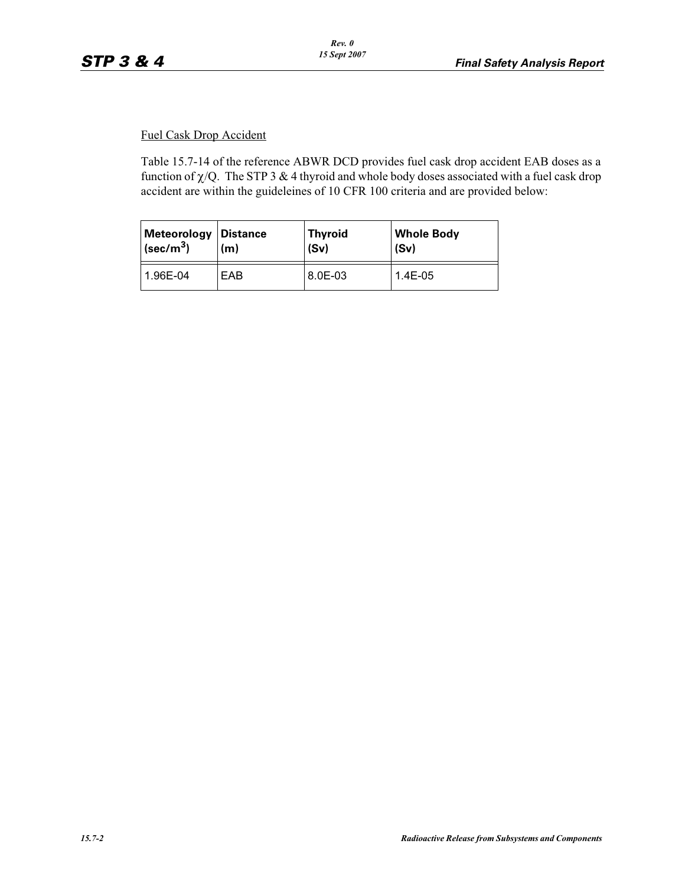Fuel Cask Drop Accident

Table 15.7-14 of the reference ABWR DCD provides fuel cask drop accident EAB doses as a function of $\chi$/Q. The STP 3 & 4 thyroid and whole body doses associated with a fuel cask drop accident are within the guideleines of 10 CFR 100 criteria and are provided below:

| Meteorology (sec/m$^3$) | Distance (m) | Thyroid (Sv) | Whole Body (Sv) |
|---|---|---|---|
| 1.96E-04 | EAB | 8.0E-03 | 1.4E-05 |